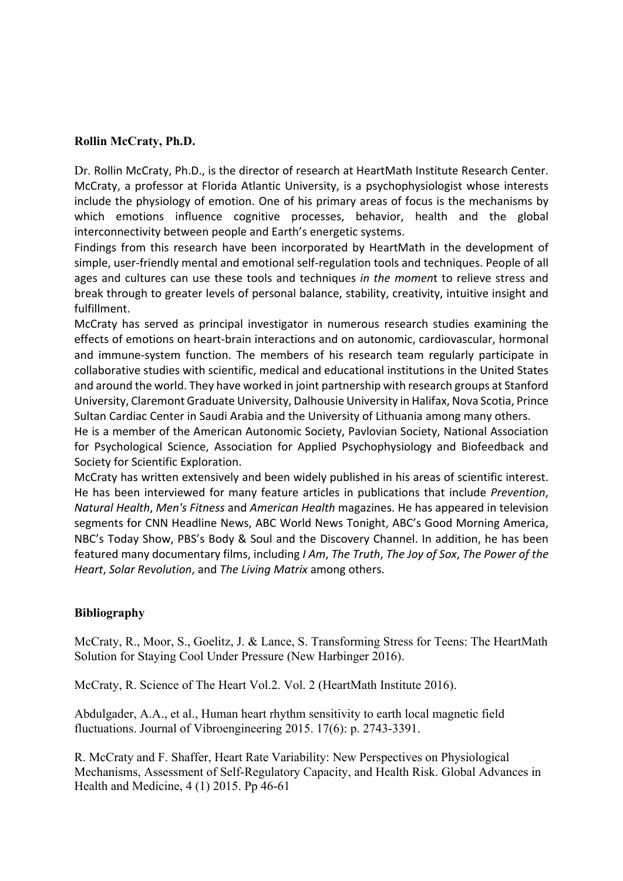**Rollin McCraty, Ph.D.**

Dr. Rollin McCraty, Ph.D., is the director of research at HeartMath Institute Research Center. McCraty, a professor at Florida Atlantic University, is a psychophysiologist whose interests include the physiology of emotion. One of his primary areas of focus is the mechanisms by which emotions influence cognitive processes, behavior, health and the global interconnectivity between people and Earth's energetic systems.

Findings from this research have been incorporated by HeartMath in the development of simple, user-friendly mental and emotional self-regulation tools and techniques. People of all ages and cultures can use these tools and techniques *in the momen*t to relieve stress and break through to greater levels of personal balance, stability, creativity, intuitive insight and fulfillment.

McCraty has served as principal investigator in numerous research studies examining the effects of emotions on heart-brain interactions and on autonomic, cardiovascular, hormonal and immune-system function. The members of his research team regularly participate in collaborative studies with scientific, medical and educational institutions in the United States and around the world. They have worked in joint partnership with research groups at Stanford University, Claremont Graduate University, Dalhousie University in Halifax, Nova Scotia, Prince Sultan Cardiac Center in Saudi Arabia and the University of Lithuania among many others.

He is a member of the American Autonomic Society, Pavlovian Society, National Association for Psychological Science, Association for Applied Psychophysiology and Biofeedback and Society for Scientific Exploration.

McCraty has written extensively and been widely published in his areas of scientific interest. He has been interviewed for many feature articles in publications that include *Prevention*, *Natural Health*, *Men's Fitness* and *American Health* magazines. He has appeared in television segments for CNN Headline News, ABC World News Tonight, ABC's Good Morning America, NBC's Today Show, PBS's Body & Soul and the Discovery Channel. In addition, he has been featured many documentary films, including *I Am*, *The Truth*, *The Joy of Sox*, *The Power of the Heart*, *Solar Revolution*, and *The Living Matrix* among others.

**Bibliography**

McCraty, R., Moor, S., Goelitz, J. & Lance, S. Transforming Stress for Teens: The HeartMath Solution for Staying Cool Under Pressure (New Harbinger 2016).

McCraty, R. Science of The Heart Vol.2. Vol. 2 (HeartMath Institute 2016).

Abdulgader, A.A., et al., Human heart rhythm sensitivity to earth local magnetic field fluctuations. Journal of Vibroengineering 2015. 17(6): p. 2743-3391.

R. McCraty and F. Shaffer, Heart Rate Variability: New Perspectives on Physiological Mechanisms, Assessment of Self-Regulatory Capacity, and Health Risk. Global Advances in Health and Medicine, 4 (1) 2015. Pp 46-61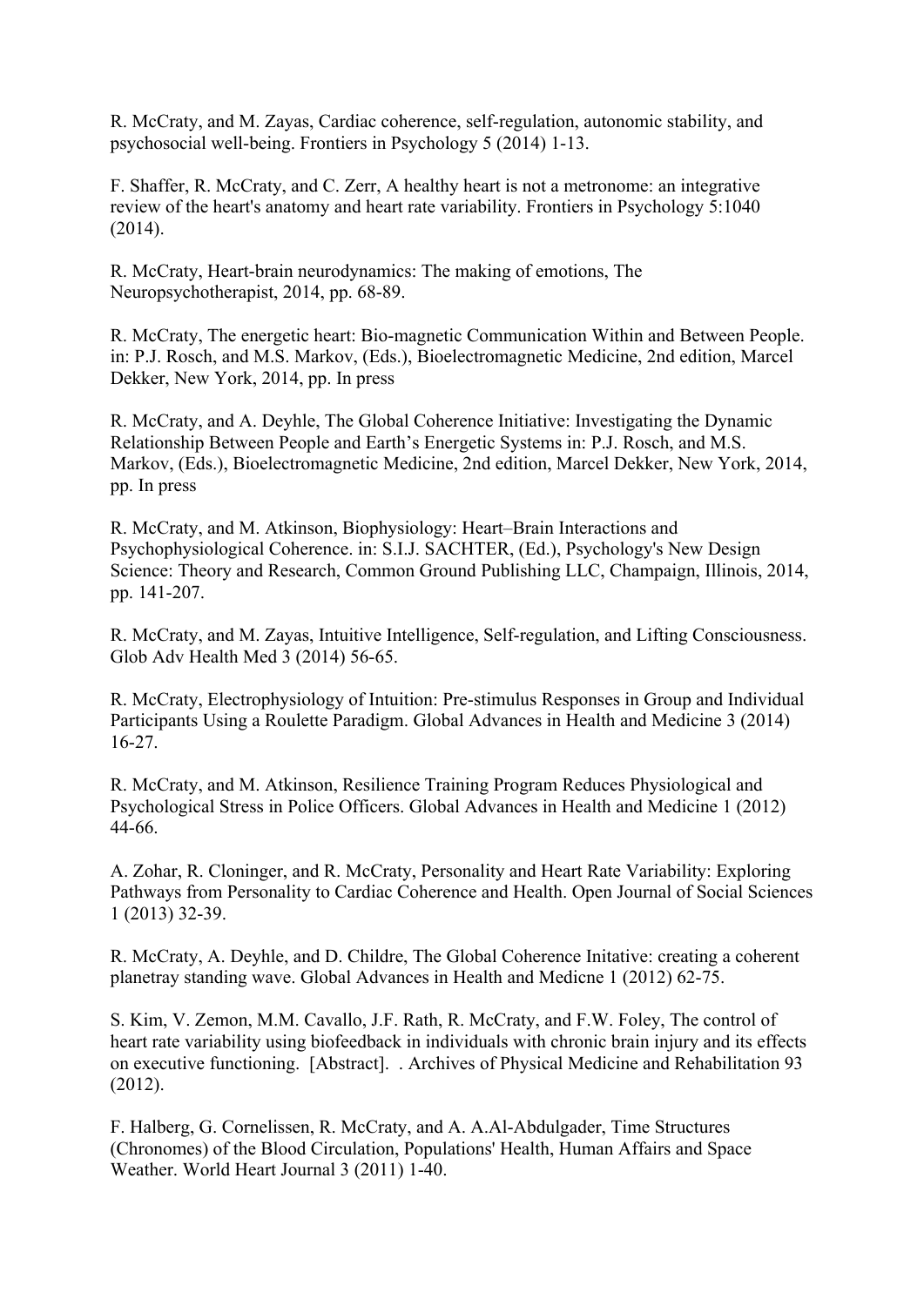R. McCraty, and M. Zayas, Cardiac coherence, self-regulation, autonomic stability, and psychosocial well-being. Frontiers in Psychology 5 (2014) 1-13.

F. Shaffer, R. McCraty, and C. Zerr, A healthy heart is not a metronome: an integrative review of the heart's anatomy and heart rate variability. Frontiers in Psychology 5:1040 (2014).

R. McCraty, Heart-brain neurodynamics: The making of emotions, The Neuropsychotherapist, 2014, pp. 68-89.

R. McCraty, The energetic heart: Bio-magnetic Communication Within and Between People. in: P.J. Rosch, and M.S. Markov, (Eds.), Bioelectromagnetic Medicine, 2nd edition, Marcel Dekker, New York, 2014, pp. In press

R. McCraty, and A. Deyhle, The Global Coherence Initiative: Investigating the Dynamic Relationship Between People and Earth's Energetic Systems in: P.J. Rosch, and M.S. Markov, (Eds.), Bioelectromagnetic Medicine, 2nd edition, Marcel Dekker, New York, 2014, pp. In press

R. McCraty, and M. Atkinson, Biophysiology: Heart–Brain Interactions and Psychophysiological Coherence. in: S.I.J. SACHTER, (Ed.), Psychology's New Design Science: Theory and Research, Common Ground Publishing LLC, Champaign, Illinois, 2014, pp. 141-207.

R. McCraty, and M. Zayas, Intuitive Intelligence, Self-regulation, and Lifting Consciousness. Glob Adv Health Med 3 (2014) 56-65.

R. McCraty, Electrophysiology of Intuition: Pre-stimulus Responses in Group and Individual Participants Using a Roulette Paradigm. Global Advances in Health and Medicine 3 (2014) 16-27.

R. McCraty, and M. Atkinson, Resilience Training Program Reduces Physiological and Psychological Stress in Police Officers. Global Advances in Health and Medicine 1 (2012) 44-66.

A. Zohar, R. Cloninger, and R. McCraty, Personality and Heart Rate Variability: Exploring Pathways from Personality to Cardiac Coherence and Health. Open Journal of Social Sciences 1 (2013) 32-39.

R. McCraty, A. Deyhle, and D. Childre, The Global Coherence Initative: creating a coherent planetray standing wave. Global Advances in Health and Medicne 1 (2012) 62-75.

S. Kim, V. Zemon, M.M. Cavallo, J.F. Rath, R. McCraty, and F.W. Foley, The control of heart rate variability using biofeedback in individuals with chronic brain injury and its effects on executive functioning. [Abstract]. . Archives of Physical Medicine and Rehabilitation 93 (2012).

F. Halberg, G. Cornelissen, R. McCraty, and A. A.Al-Abdulgader, Time Structures (Chronomes) of the Blood Circulation, Populations' Health, Human Affairs and Space Weather. World Heart Journal 3 (2011) 1-40.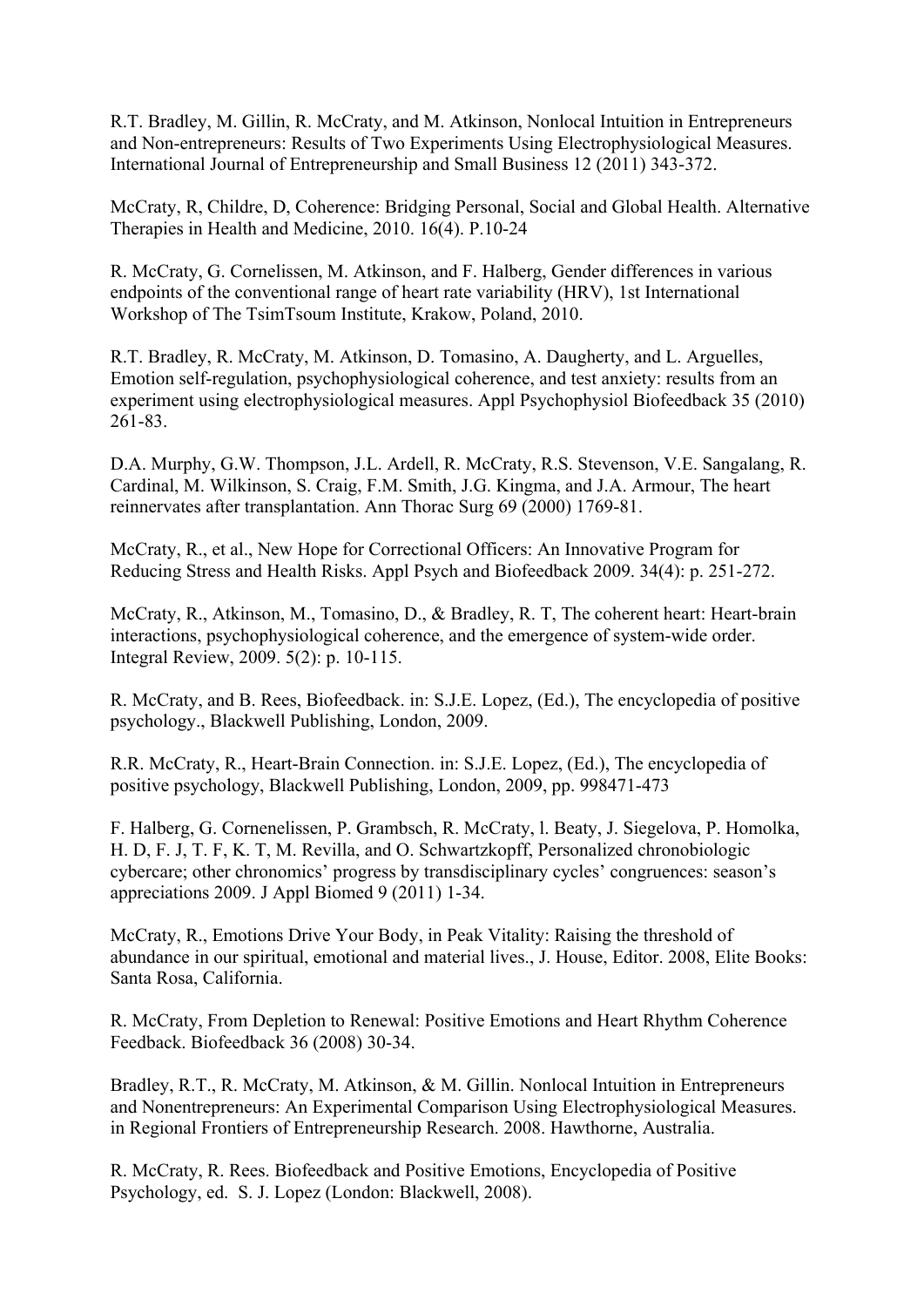R.T. Bradley, M. Gillin, R. McCraty, and M. Atkinson, Nonlocal Intuition in Entrepreneurs and Non-entrepreneurs: Results of Two Experiments Using Electrophysiological Measures. International Journal of Entrepreneurship and Small Business 12 (2011) 343-372.

McCraty, R, Childre, D, Coherence: Bridging Personal, Social and Global Health. Alternative Therapies in Health and Medicine, 2010. 16(4). P.10-24

R. McCraty, G. Cornelissen, M. Atkinson, and F. Halberg, Gender differences in various endpoints of the conventional range of heart rate variability (HRV), 1st International Workshop of The TsimTsoum Institute, Krakow, Poland, 2010.

R.T. Bradley, R. McCraty, M. Atkinson, D. Tomasino, A. Daugherty, and L. Arguelles, Emotion self-regulation, psychophysiological coherence, and test anxiety: results from an experiment using electrophysiological measures. Appl Psychophysiol Biofeedback 35 (2010) 261-83.

D.A. Murphy, G.W. Thompson, J.L. Ardell, R. McCraty, R.S. Stevenson, V.E. Sangalang, R. Cardinal, M. Wilkinson, S. Craig, F.M. Smith, J.G. Kingma, and J.A. Armour, The heart reinnervates after transplantation. Ann Thorac Surg 69 (2000) 1769-81.

McCraty, R., et al., New Hope for Correctional Officers: An Innovative Program for Reducing Stress and Health Risks. Appl Psych and Biofeedback 2009. 34(4): p. 251-272.

McCraty, R., Atkinson, M., Tomasino, D., & Bradley, R. T, The coherent heart: Heart-brain interactions, psychophysiological coherence, and the emergence of system-wide order. Integral Review, 2009. 5(2): p. 10-115.

R. McCraty, and B. Rees, Biofeedback. in: S.J.E. Lopez, (Ed.), The encyclopedia of positive psychology., Blackwell Publishing, London, 2009.

R.R. McCraty, R., Heart-Brain Connection. in: S.J.E. Lopez, (Ed.), The encyclopedia of positive psychology, Blackwell Publishing, London, 2009, pp. 998471-473

F. Halberg, G. Cornenelissen, P. Grambsch, R. McCraty, l. Beaty, J. Siegelova, P. Homolka, H. D, F. J, T. F, K. T, M. Revilla, and O. Schwartzkopff, Personalized chronobiologic cybercare; other chronomics' progress by transdisciplinary cycles' congruences: season's appreciations 2009. J Appl Biomed 9 (2011) 1-34.

McCraty, R., Emotions Drive Your Body, in Peak Vitality: Raising the threshold of abundance in our spiritual, emotional and material lives., J. House, Editor. 2008, Elite Books: Santa Rosa, California.

R. McCraty, From Depletion to Renewal: Positive Emotions and Heart Rhythm Coherence Feedback. Biofeedback 36 (2008) 30-34.

Bradley, R.T., R. McCraty, M. Atkinson, & M. Gillin. Nonlocal Intuition in Entrepreneurs and Nonentrepreneurs: An Experimental Comparison Using Electrophysiological Measures. in Regional Frontiers of Entrepreneurship Research. 2008. Hawthorne, Australia.

R. McCraty, R. Rees. Biofeedback and Positive Emotions, Encyclopedia of Positive Psychology, ed. S. J. Lopez (London: Blackwell, 2008).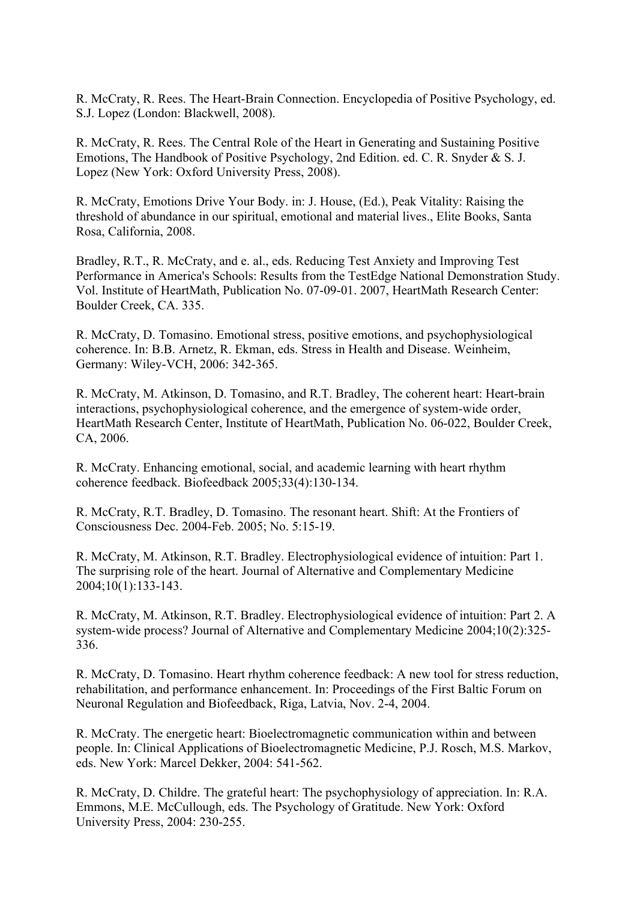R. McCraty, R. Rees. The Heart-Brain Connection. Encyclopedia of Positive Psychology, ed. S.J. Lopez (London: Blackwell, 2008).

R. McCraty, R. Rees. The Central Role of the Heart in Generating and Sustaining Positive Emotions, The Handbook of Positive Psychology, 2nd Edition. ed. C. R. Snyder & S. J. Lopez (New York: Oxford University Press, 2008).

R. McCraty, Emotions Drive Your Body. in: J. House, (Ed.), Peak Vitality: Raising the threshold of abundance in our spiritual, emotional and material lives., Elite Books, Santa Rosa, California, 2008.

Bradley, R.T., R. McCraty, and e. al., eds. Reducing Test Anxiety and Improving Test Performance in America's Schools: Results from the TestEdge National Demonstration Study. Vol. Institute of HeartMath, Publication No. 07-09-01. 2007, HeartMath Research Center: Boulder Creek, CA. 335.

R. McCraty, D. Tomasino. Emotional stress, positive emotions, and psychophysiological coherence. In: B.B. Arnetz, R. Ekman, eds. Stress in Health and Disease. Weinheim, Germany: Wiley-VCH, 2006: 342-365.

R. McCraty, M. Atkinson, D. Tomasino, and R.T. Bradley, The coherent heart: Heart-brain interactions, psychophysiological coherence, and the emergence of system-wide order, HeartMath Research Center, Institute of HeartMath, Publication No. 06-022, Boulder Creek, CA, 2006.

R. McCraty. Enhancing emotional, social, and academic learning with heart rhythm coherence feedback. Biofeedback 2005;33(4):130-134.

R. McCraty, R.T. Bradley, D. Tomasino. The resonant heart. Shift: At the Frontiers of Consciousness Dec. 2004-Feb. 2005; No. 5:15-19.

R. McCraty, M. Atkinson, R.T. Bradley. Electrophysiological evidence of intuition: Part 1. The surprising role of the heart. Journal of Alternative and Complementary Medicine 2004;10(1):133-143.

R. McCraty, M. Atkinson, R.T. Bradley. Electrophysiological evidence of intuition: Part 2. A system-wide process? Journal of Alternative and Complementary Medicine 2004;10(2):325-336.

R. McCraty, D. Tomasino. Heart rhythm coherence feedback: A new tool for stress reduction, rehabilitation, and performance enhancement. In: Proceedings of the First Baltic Forum on Neuronal Regulation and Biofeedback, Riga, Latvia, Nov. 2-4, 2004.

R. McCraty. The energetic heart: Bioelectromagnetic communication within and between people. In: Clinical Applications of Bioelectromagnetic Medicine, P.J. Rosch, M.S. Markov, eds. New York: Marcel Dekker, 2004: 541-562.

R. McCraty, D. Childre. The grateful heart: The psychophysiology of appreciation. In: R.A. Emmons, M.E. McCullough, eds. The Psychology of Gratitude. New York: Oxford University Press, 2004: 230-255.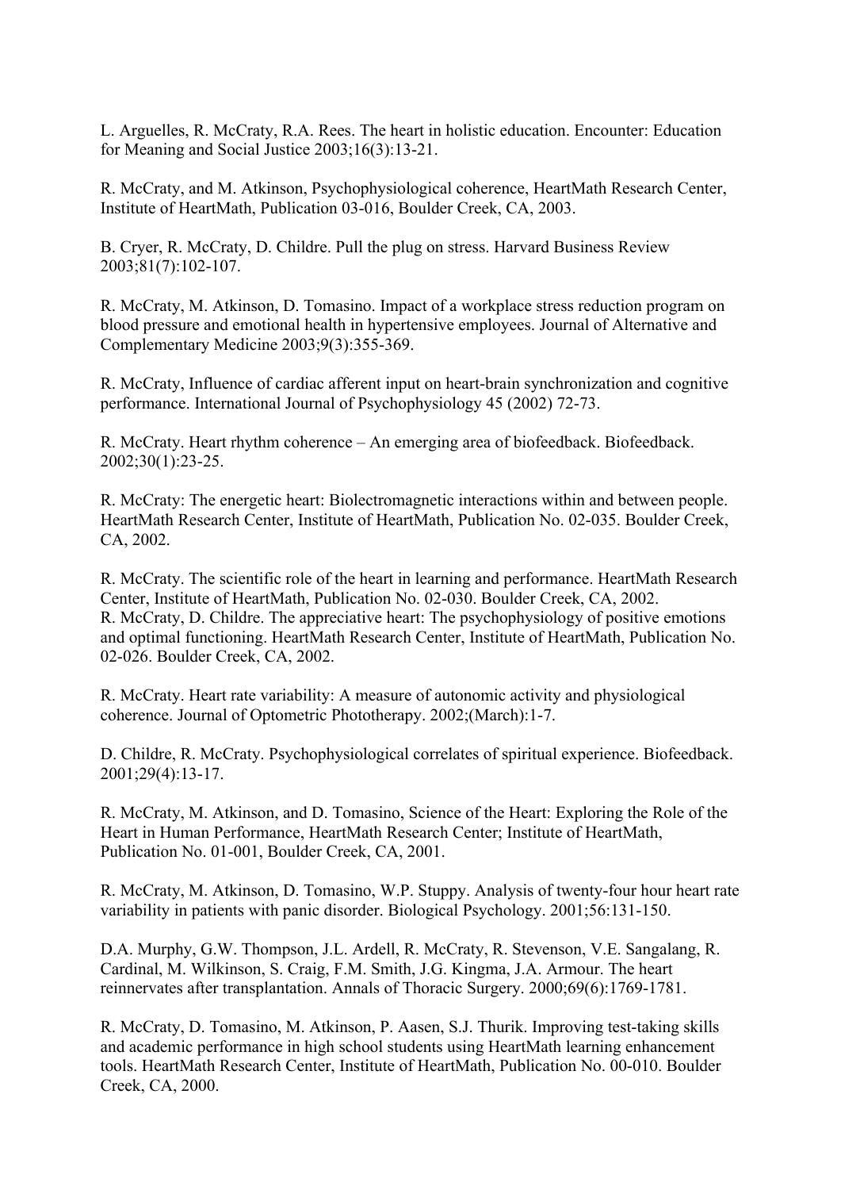L. Arguelles, R. McCraty, R.A. Rees. The heart in holistic education. Encounter: Education for Meaning and Social Justice 2003;16(3):13-21.

R. McCraty, and M. Atkinson, Psychophysiological coherence, HeartMath Research Center, Institute of HeartMath, Publication 03-016, Boulder Creek, CA, 2003.

B. Cryer, R. McCraty, D. Childre. Pull the plug on stress. Harvard Business Review 2003;81(7):102-107.

R. McCraty, M. Atkinson, D. Tomasino. Impact of a workplace stress reduction program on blood pressure and emotional health in hypertensive employees. Journal of Alternative and Complementary Medicine 2003;9(3):355-369.

R. McCraty, Influence of cardiac afferent input on heart-brain synchronization and cognitive performance. International Journal of Psychophysiology 45 (2002) 72-73.

R. McCraty. Heart rhythm coherence – An emerging area of biofeedback. Biofeedback. 2002;30(1):23-25.

R. McCraty: The energetic heart: Biolectromagnetic interactions within and between people. HeartMath Research Center, Institute of HeartMath, Publication No. 02-035. Boulder Creek, CA, 2002.

R. McCraty. The scientific role of the heart in learning and performance. HeartMath Research Center, Institute of HeartMath, Publication No. 02-030. Boulder Creek, CA, 2002.
R. McCraty, D. Childre. The appreciative heart: The psychophysiology of positive emotions and optimal functioning. HeartMath Research Center, Institute of HeartMath, Publication No. 02-026. Boulder Creek, CA, 2002.

R. McCraty. Heart rate variability: A measure of autonomic activity and physiological coherence. Journal of Optometric Phototherapy. 2002;(March):1-7.

D. Childre, R. McCraty. Psychophysiological correlates of spiritual experience. Biofeedback. 2001;29(4):13-17.

R. McCraty, M. Atkinson, and D. Tomasino, Science of the Heart: Exploring the Role of the Heart in Human Performance, HeartMath Research Center; Institute of HeartMath, Publication No. 01-001, Boulder Creek, CA, 2001.

R. McCraty, M. Atkinson, D. Tomasino, W.P. Stuppy. Analysis of twenty-four hour heart rate variability in patients with panic disorder. Biological Psychology. 2001;56:131-150.

D.A. Murphy, G.W. Thompson, J.L. Ardell, R. McCraty, R. Stevenson, V.E. Sangalang, R. Cardinal, M. Wilkinson, S. Craig, F.M. Smith, J.G. Kingma, J.A. Armour. The heart reinnervates after transplantation. Annals of Thoracic Surgery. 2000;69(6):1769-1781.

R. McCraty, D. Tomasino, M. Atkinson, P. Aasen, S.J. Thurik. Improving test-taking skills and academic performance in high school students using HeartMath learning enhancement tools. HeartMath Research Center, Institute of HeartMath, Publication No. 00-010. Boulder Creek, CA, 2000.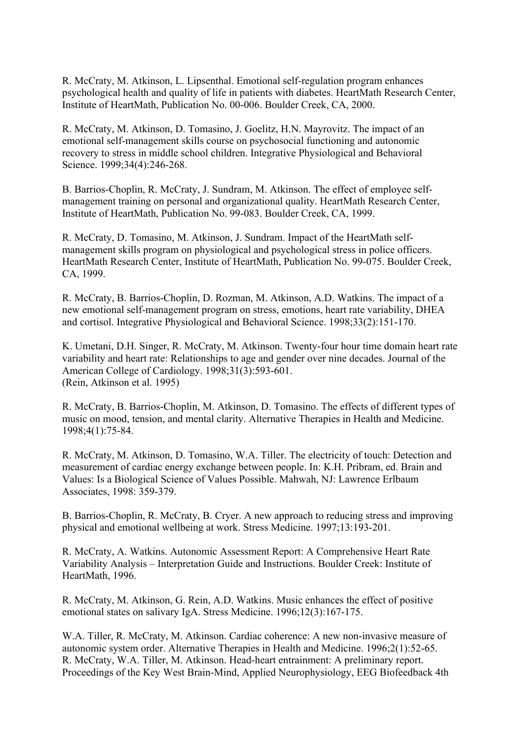R. McCraty, M. Atkinson, L. Lipsenthal. Emotional self-regulation program enhances psychological health and quality of life in patients with diabetes. HeartMath Research Center, Institute of HeartMath, Publication No. 00-006. Boulder Creek, CA, 2000.

R. McCraty, M. Atkinson, D. Tomasino, J. Goelitz, H.N. Mayrovitz. The impact of an emotional self-management skills course on psychosocial functioning and autonomic recovery to stress in middle school children. Integrative Physiological and Behavioral Science. 1999;34(4):246-268.

B. Barrios-Choplin, R. McCraty, J. Sundram, M. Atkinson. The effect of employee self-management training on personal and organizational quality. HeartMath Research Center, Institute of HeartMath, Publication No. 99-083. Boulder Creek, CA, 1999.

R. McCraty, D. Tomasino, M. Atkinson, J. Sundram. Impact of the HeartMath self-management skills program on physiological and psychological stress in police officers. HeartMath Research Center, Institute of HeartMath, Publication No. 99-075. Boulder Creek, CA, 1999.

R. McCraty, B. Barrios-Choplin, D. Rozman, M. Atkinson, A.D. Watkins. The impact of a new emotional self-management program on stress, emotions, heart rate variability, DHEA and cortisol. Integrative Physiological and Behavioral Science. 1998;33(2):151-170.

K. Umetani, D.H. Singer, R. McCraty, M. Atkinson. Twenty-four hour time domain heart rate variability and heart rate: Relationships to age and gender over nine decades. Journal of the American College of Cardiology. 1998;31(3):593-601.
(Rein, Atkinson et al. 1995)

R. McCraty, B. Barrios-Choplin, M. Atkinson, D. Tomasino. The effects of different types of music on mood, tension, and mental clarity. Alternative Therapies in Health and Medicine. 1998;4(1):75-84.

R. McCraty, M. Atkinson, D. Tomasino, W.A. Tiller. The electricity of touch: Detection and measurement of cardiac energy exchange between people. In: K.H. Pribram, ed. Brain and Values: Is a Biological Science of Values Possible. Mahwah, NJ: Lawrence Erlbaum Associates, 1998: 359-379.

B. Barrios-Choplin, R. McCraty, B. Cryer. A new approach to reducing stress and improving physical and emotional wellbeing at work. Stress Medicine. 1997;13:193-201.

R. McCraty, A. Watkins. Autonomic Assessment Report: A Comprehensive Heart Rate Variability Analysis – Interpretation Guide and Instructions. Boulder Creek: Institute of HeartMath, 1996.

R. McCraty, M. Atkinson, G. Rein, A.D. Watkins. Music enhances the effect of positive emotional states on salivary IgA. Stress Medicine. 1996;12(3):167-175.

W.A. Tiller, R. McCraty, M. Atkinson. Cardiac coherence: A new non-invasive measure of autonomic system order. Alternative Therapies in Health and Medicine. 1996;2(1):52-65.
R. McCraty, W.A. Tiller, M. Atkinson. Head-heart entrainment: A preliminary report. Proceedings of the Key West Brain-Mind, Applied Neurophysiology, EEG Biofeedback 4th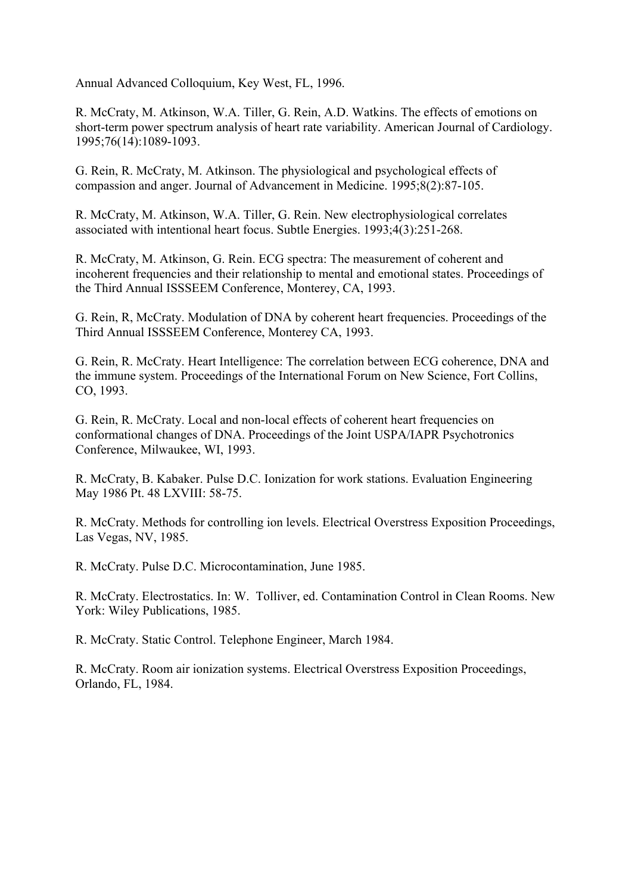Annual Advanced Colloquium, Key West, FL, 1996.

R. McCraty, M. Atkinson, W.A. Tiller, G. Rein, A.D. Watkins. The effects of emotions on short-term power spectrum analysis of heart rate variability. American Journal of Cardiology. 1995;76(14):1089-1093.

G. Rein, R. McCraty, M. Atkinson. The physiological and psychological effects of compassion and anger. Journal of Advancement in Medicine. 1995;8(2):87-105.

R. McCraty, M. Atkinson, W.A. Tiller, G. Rein. New electrophysiological correlates associated with intentional heart focus. Subtle Energies. 1993;4(3):251-268.

R. McCraty, M. Atkinson, G. Rein. ECG spectra: The measurement of coherent and incoherent frequencies and their relationship to mental and emotional states. Proceedings of the Third Annual ISSSEEM Conference, Monterey, CA, 1993.

G. Rein, R, McCraty. Modulation of DNA by coherent heart frequencies. Proceedings of the Third Annual ISSSEEM Conference, Monterey CA, 1993.

G. Rein, R. McCraty. Heart Intelligence: The correlation between ECG coherence, DNA and the immune system. Proceedings of the International Forum on New Science, Fort Collins, CO, 1993.

G. Rein, R. McCraty. Local and non-local effects of coherent heart frequencies on conformational changes of DNA. Proceedings of the Joint USPA/IAPR Psychotronics Conference, Milwaukee, WI, 1993.

R. McCraty, B. Kabaker. Pulse D.C. Ionization for work stations. Evaluation Engineering May 1986 Pt. 48 LXVIII: 58-75.

R. McCraty. Methods for controlling ion levels. Electrical Overstress Exposition Proceedings, Las Vegas, NV, 1985.

R. McCraty. Pulse D.C. Microcontamination, June 1985.

R. McCraty. Electrostatics. In: W. Tolliver, ed. Contamination Control in Clean Rooms. New York: Wiley Publications, 1985.

R. McCraty. Static Control. Telephone Engineer, March 1984.

R. McCraty. Room air ionization systems. Electrical Overstress Exposition Proceedings, Orlando, FL, 1984.